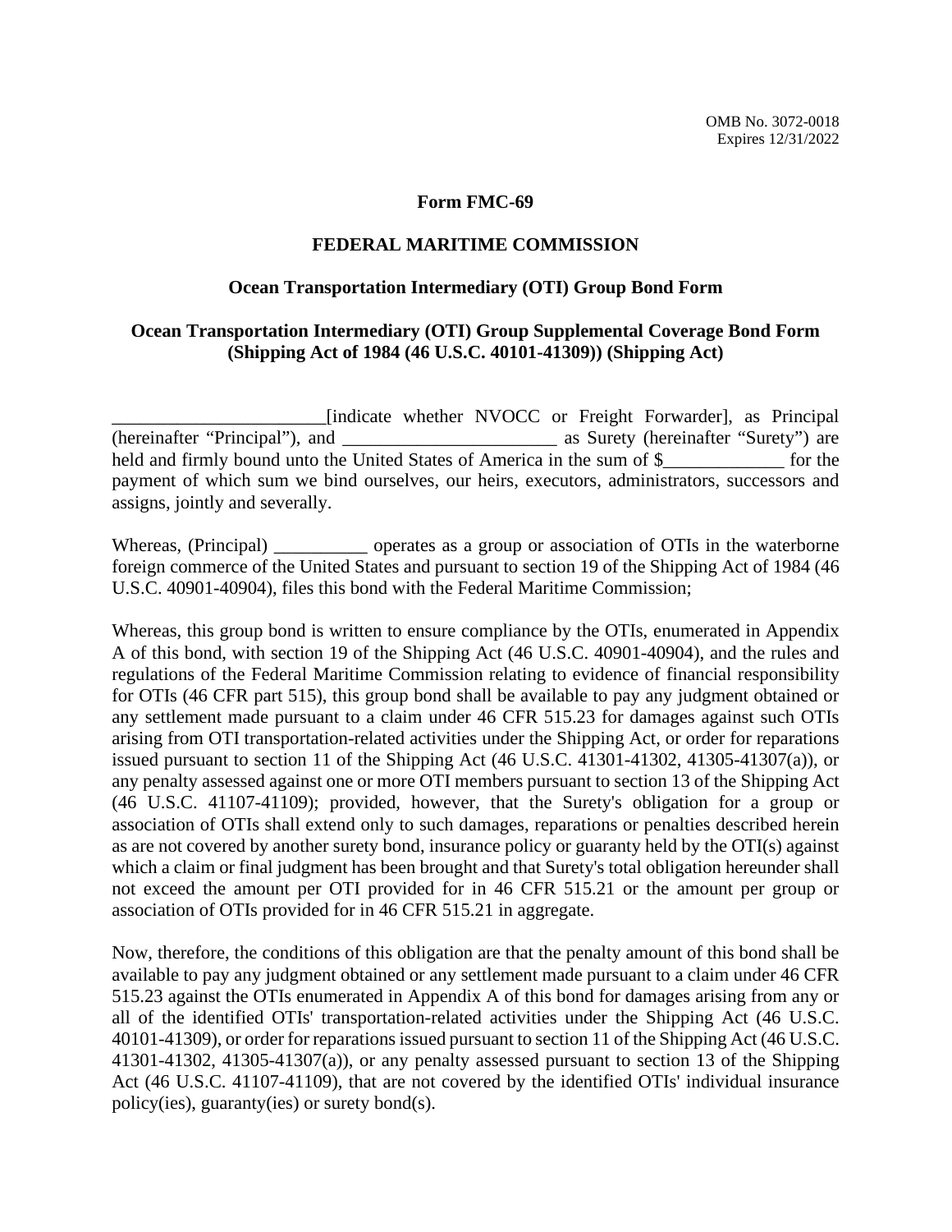OMB No. 3072-0018
Expires 12/31/2022

# Form FMC-69

## FEDERAL MARITIME COMMISSION

### Ocean Transportation Intermediary (OTI) Group Bond Form

### Ocean Transportation Intermediary (OTI) Group Supplemental Coverage Bond Form (Shipping Act of 1984 (46 U.S.C. 40101-41309)) (Shipping Act)

_______________________[indicate whether NVOCC or Freight Forwarder], as Principal (hereinafter "Principal"), and _______________________ as Surety (hereinafter "Surety") are held and firmly bound unto the United States of America in the sum of $_____________ for the payment of which sum we bind ourselves, our heirs, executors, administrators, successors and assigns, jointly and severally.

Whereas, (Principal) __________ operates as a group or association of OTIs in the waterborne foreign commerce of the United States and pursuant to section 19 of the Shipping Act of 1984 (46 U.S.C. 40901-40904), files this bond with the Federal Maritime Commission;

Whereas, this group bond is written to ensure compliance by the OTIs, enumerated in Appendix A of this bond, with section 19 of the Shipping Act (46 U.S.C. 40901-40904), and the rules and regulations of the Federal Maritime Commission relating to evidence of financial responsibility for OTIs (46 CFR part 515), this group bond shall be available to pay any judgment obtained or any settlement made pursuant to a claim under 46 CFR 515.23 for damages against such OTIs arising from OTI transportation-related activities under the Shipping Act, or order for reparations issued pursuant to section 11 of the Shipping Act (46 U.S.C. 41301-41302, 41305-41307(a)), or any penalty assessed against one or more OTI members pursuant to section 13 of the Shipping Act (46 U.S.C. 41107-41109); provided, however, that the Surety's obligation for a group or association of OTIs shall extend only to such damages, reparations or penalties described herein as are not covered by another surety bond, insurance policy or guaranty held by the OTI(s) against which a claim or final judgment has been brought and that Surety's total obligation hereunder shall not exceed the amount per OTI provided for in 46 CFR 515.21 or the amount per group or association of OTIs provided for in 46 CFR 515.21 in aggregate.

Now, therefore, the conditions of this obligation are that the penalty amount of this bond shall be available to pay any judgment obtained or any settlement made pursuant to a claim under 46 CFR 515.23 against the OTIs enumerated in Appendix A of this bond for damages arising from any or all of the identified OTIs' transportation-related activities under the Shipping Act (46 U.S.C. 40101-41309), or order for reparations issued pursuant to section 11 of the Shipping Act (46 U.S.C. 41301-41302, 41305-41307(a)), or any penalty assessed pursuant to section 13 of the Shipping Act (46 U.S.C. 41107-41109), that are not covered by the identified OTIs' individual insurance policy(ies), guaranty(ies) or surety bond(s).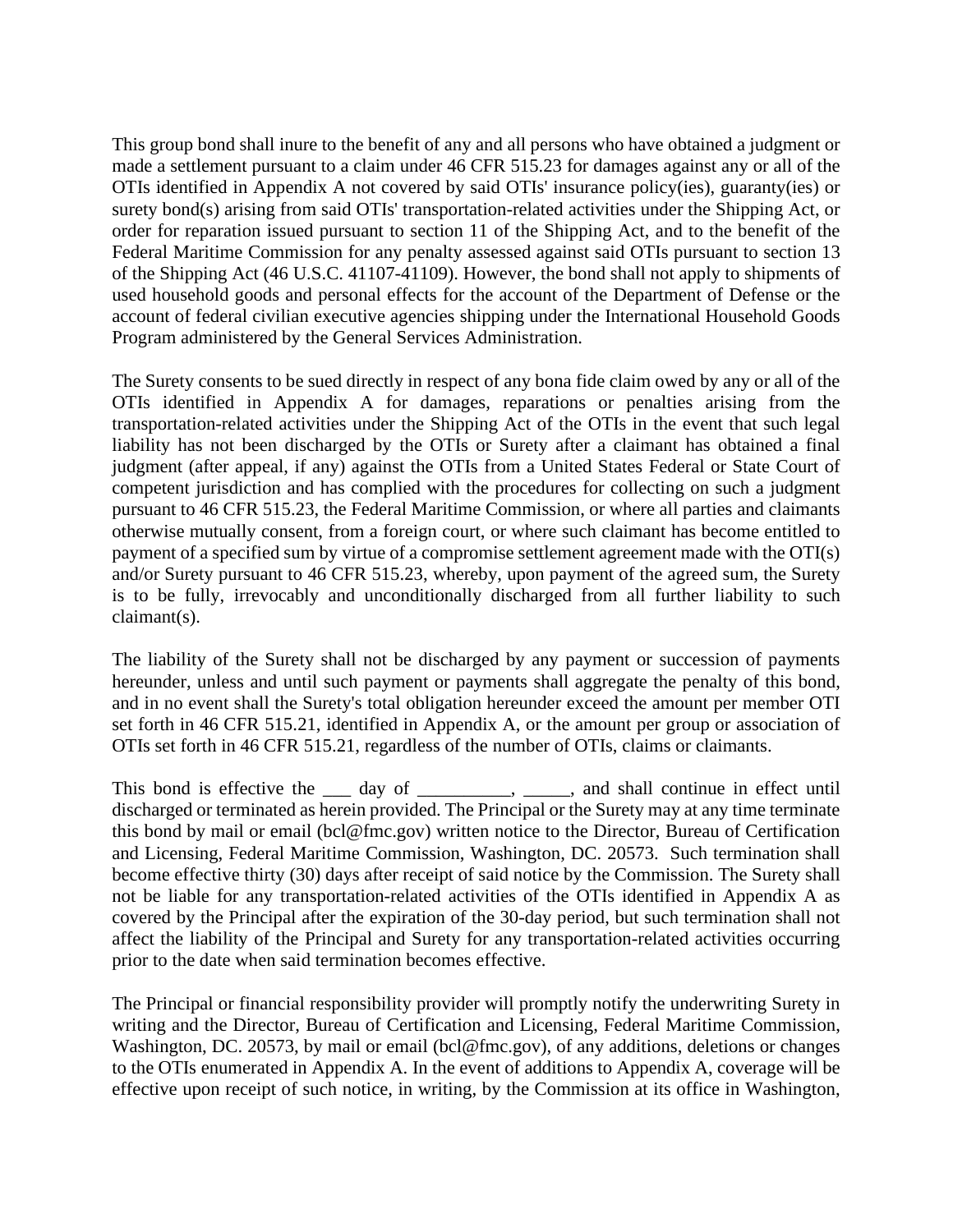This group bond shall inure to the benefit of any and all persons who have obtained a judgment or made a settlement pursuant to a claim under 46 CFR 515.23 for damages against any or all of the OTIs identified in Appendix A not covered by said OTIs' insurance policy(ies), guaranty(ies) or surety bond(s) arising from said OTIs' transportation-related activities under the Shipping Act, or order for reparation issued pursuant to section 11 of the Shipping Act, and to the benefit of the Federal Maritime Commission for any penalty assessed against said OTIs pursuant to section 13 of the Shipping Act (46 U.S.C. 41107-41109). However, the bond shall not apply to shipments of used household goods and personal effects for the account of the Department of Defense or the account of federal civilian executive agencies shipping under the International Household Goods Program administered by the General Services Administration.

The Surety consents to be sued directly in respect of any bona fide claim owed by any or all of the OTIs identified in Appendix A for damages, reparations or penalties arising from the transportation-related activities under the Shipping Act of the OTIs in the event that such legal liability has not been discharged by the OTIs or Surety after a claimant has obtained a final judgment (after appeal, if any) against the OTIs from a United States Federal or State Court of competent jurisdiction and has complied with the procedures for collecting on such a judgment pursuant to 46 CFR 515.23, the Federal Maritime Commission, or where all parties and claimants otherwise mutually consent, from a foreign court, or where such claimant has become entitled to payment of a specified sum by virtue of a compromise settlement agreement made with the OTI(s) and/or Surety pursuant to 46 CFR 515.23, whereby, upon payment of the agreed sum, the Surety is to be fully, irrevocably and unconditionally discharged from all further liability to such claimant(s).

The liability of the Surety shall not be discharged by any payment or succession of payments hereunder, unless and until such payment or payments shall aggregate the penalty of this bond, and in no event shall the Surety's total obligation hereunder exceed the amount per member OTI set forth in 46 CFR 515.21, identified in Appendix A, or the amount per group or association of OTIs set forth in 46 CFR 515.21, regardless of the number of OTIs, claims or claimants.

This bond is effective the ___ day of __________, _____, and shall continue in effect until discharged or terminated as herein provided. The Principal or the Surety may at any time terminate this bond by mail or email (bcl@fmc.gov) written notice to the Director, Bureau of Certification and Licensing, Federal Maritime Commission, Washington, DC. 20573. Such termination shall become effective thirty (30) days after receipt of said notice by the Commission. The Surety shall not be liable for any transportation-related activities of the OTIs identified in Appendix A as covered by the Principal after the expiration of the 30-day period, but such termination shall not affect the liability of the Principal and Surety for any transportation-related activities occurring prior to the date when said termination becomes effective.

The Principal or financial responsibility provider will promptly notify the underwriting Surety in writing and the Director, Bureau of Certification and Licensing, Federal Maritime Commission, Washington, DC. 20573, by mail or email (bcl@fmc.gov), of any additions, deletions or changes to the OTIs enumerated in Appendix A. In the event of additions to Appendix A, coverage will be effective upon receipt of such notice, in writing, by the Commission at its office in Washington,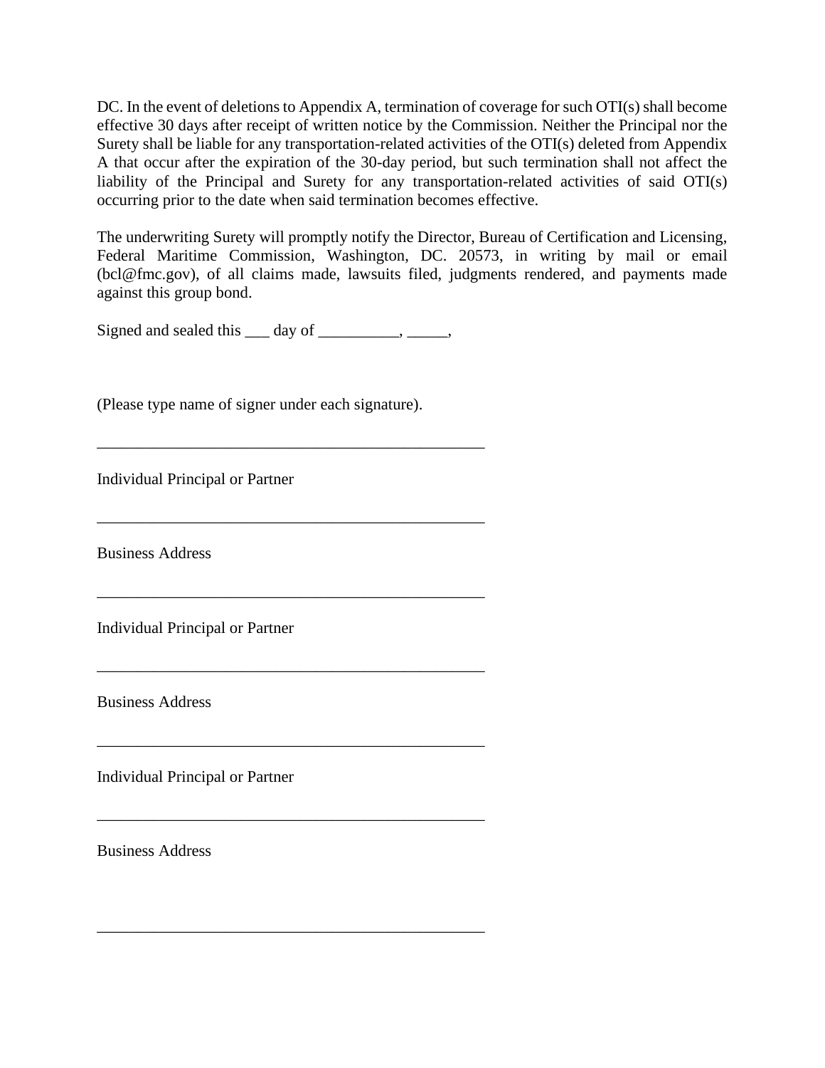DC. In the event of deletions to Appendix A, termination of coverage for such OTI(s) shall become effective 30 days after receipt of written notice by the Commission. Neither the Principal nor the Surety shall be liable for any transportation-related activities of the OTI(s) deleted from Appendix A that occur after the expiration of the 30-day period, but such termination shall not affect the liability of the Principal and Surety for any transportation-related activities of said OTI(s) occurring prior to the date when said termination becomes effective.

The underwriting Surety will promptly notify the Director, Bureau of Certification and Licensing, Federal Maritime Commission, Washington, DC. 20573, in writing by mail or email (bcl@fmc.gov), of all claims made, lawsuits filed, judgments rendered, and payments made against this group bond.

Signed and sealed this ___ day of __________, _____,

(Please type name of signer under each signature).

__________________________________________________

Individual Principal or Partner

__________________________________________________

Business Address

__________________________________________________

Individual Principal or Partner

__________________________________________________

Business Address

__________________________________________________

Individual Principal or Partner

__________________________________________________

Business Address

__________________________________________________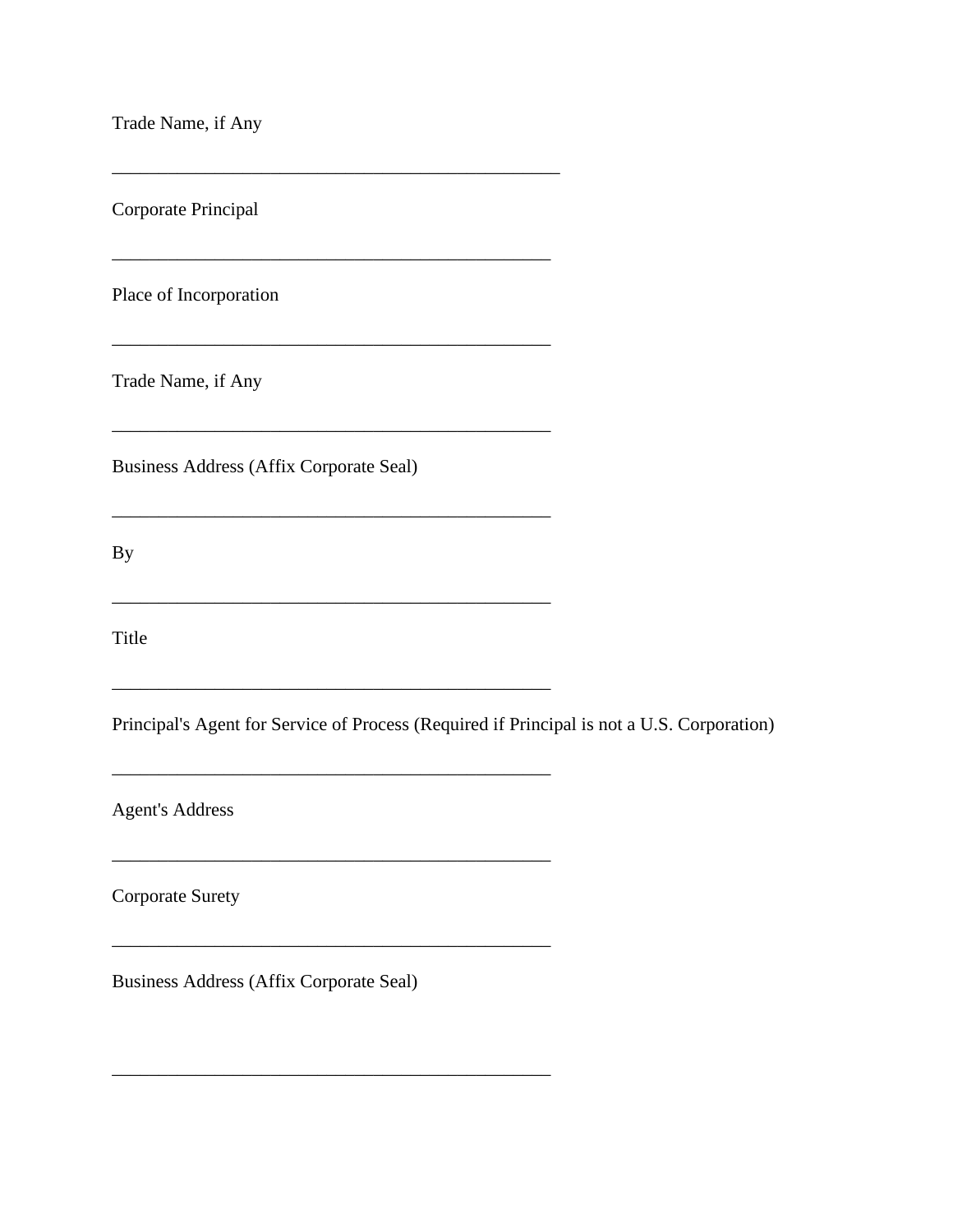Trade Name, if Any

\_\_\_\_\_\_\_\_\_\_\_\_\_\_\_\_\_\_\_\_\_\_\_\_\_\_\_\_\_\_\_\_\_\_\_\_\_\_\_\_\_\_\_\_\_\_\_\_

Corporate Principal

\_\_\_\_\_\_\_\_\_\_\_\_\_\_\_\_\_\_\_\_\_\_\_\_\_\_\_\_\_\_\_\_\_\_\_\_\_\_\_\_\_\_\_\_\_\_\_

Place of Incorporation

\_\_\_\_\_\_\_\_\_\_\_\_\_\_\_\_\_\_\_\_\_\_\_\_\_\_\_\_\_\_\_\_\_\_\_\_\_\_\_\_\_\_\_\_\_\_\_

Trade Name, if Any

\_\_\_\_\_\_\_\_\_\_\_\_\_\_\_\_\_\_\_\_\_\_\_\_\_\_\_\_\_\_\_\_\_\_\_\_\_\_\_\_\_\_\_\_\_\_\_

Business Address (Affix Corporate Seal)

\_\_\_\_\_\_\_\_\_\_\_\_\_\_\_\_\_\_\_\_\_\_\_\_\_\_\_\_\_\_\_\_\_\_\_\_\_\_\_\_\_\_\_\_\_\_\_

By

\_\_\_\_\_\_\_\_\_\_\_\_\_\_\_\_\_\_\_\_\_\_\_\_\_\_\_\_\_\_\_\_\_\_\_\_\_\_\_\_\_\_\_\_\_\_\_

Title

\_\_\_\_\_\_\_\_\_\_\_\_\_\_\_\_\_\_\_\_\_\_\_\_\_\_\_\_\_\_\_\_\_\_\_\_\_\_\_\_\_\_\_\_\_\_\_

Principal's Agent for Service of Process (Required if Principal is not a U.S. Corporation)

\_\_\_\_\_\_\_\_\_\_\_\_\_\_\_\_\_\_\_\_\_\_\_\_\_\_\_\_\_\_\_\_\_\_\_\_\_\_\_\_\_\_\_\_\_\_\_

Agent's Address

\_\_\_\_\_\_\_\_\_\_\_\_\_\_\_\_\_\_\_\_\_\_\_\_\_\_\_\_\_\_\_\_\_\_\_\_\_\_\_\_\_\_\_\_\_\_\_

Corporate Surety

\_\_\_\_\_\_\_\_\_\_\_\_\_\_\_\_\_\_\_\_\_\_\_\_\_\_\_\_\_\_\_\_\_\_\_\_\_\_\_\_\_\_\_\_\_\_\_

Business Address (Affix Corporate Seal)

\_\_\_\_\_\_\_\_\_\_\_\_\_\_\_\_\_\_\_\_\_\_\_\_\_\_\_\_\_\_\_\_\_\_\_\_\_\_\_\_\_\_\_\_\_\_\_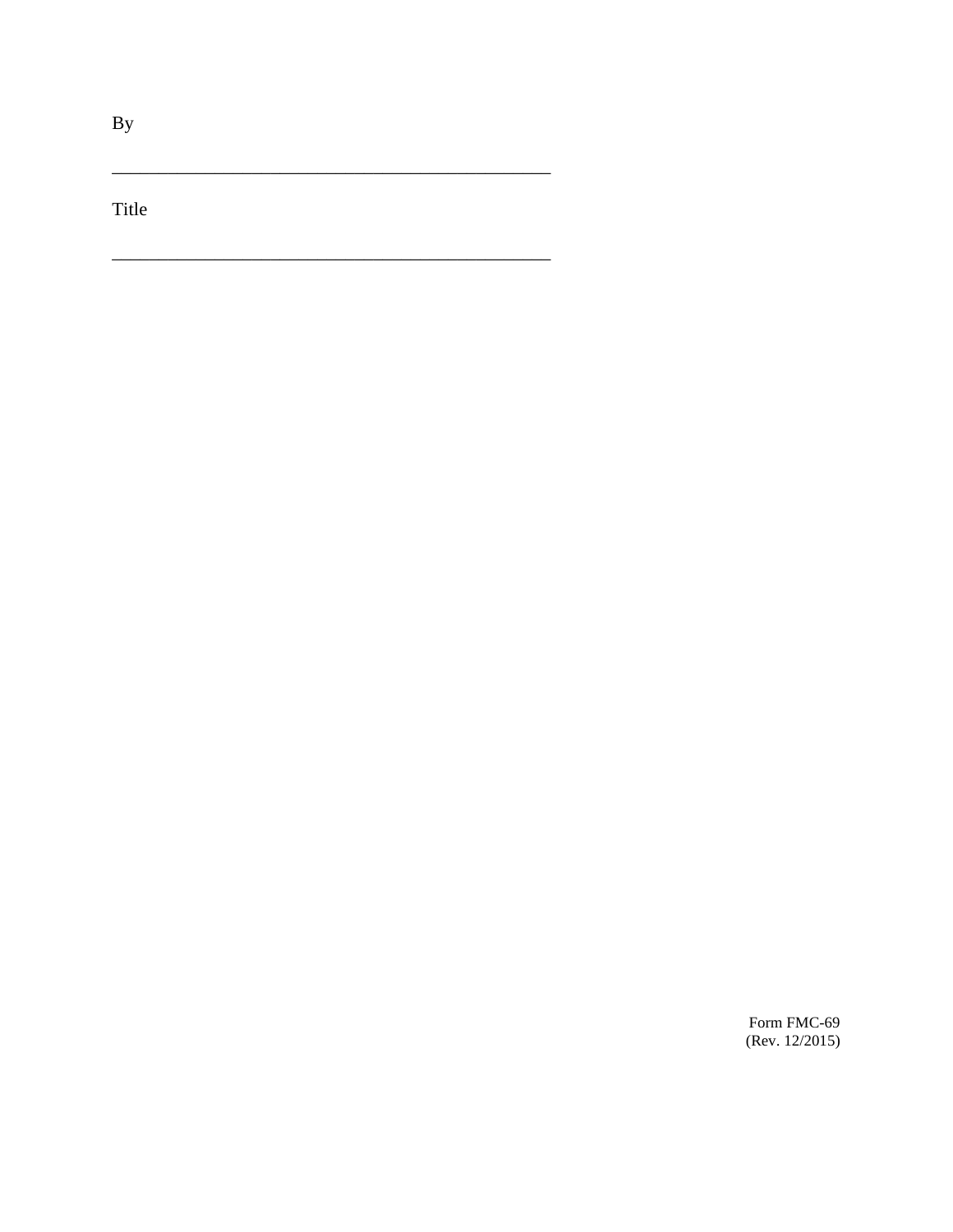By

_______________________________________________

Title

_______________________________________________

Form FMC-69
(Rev. 12/2015)